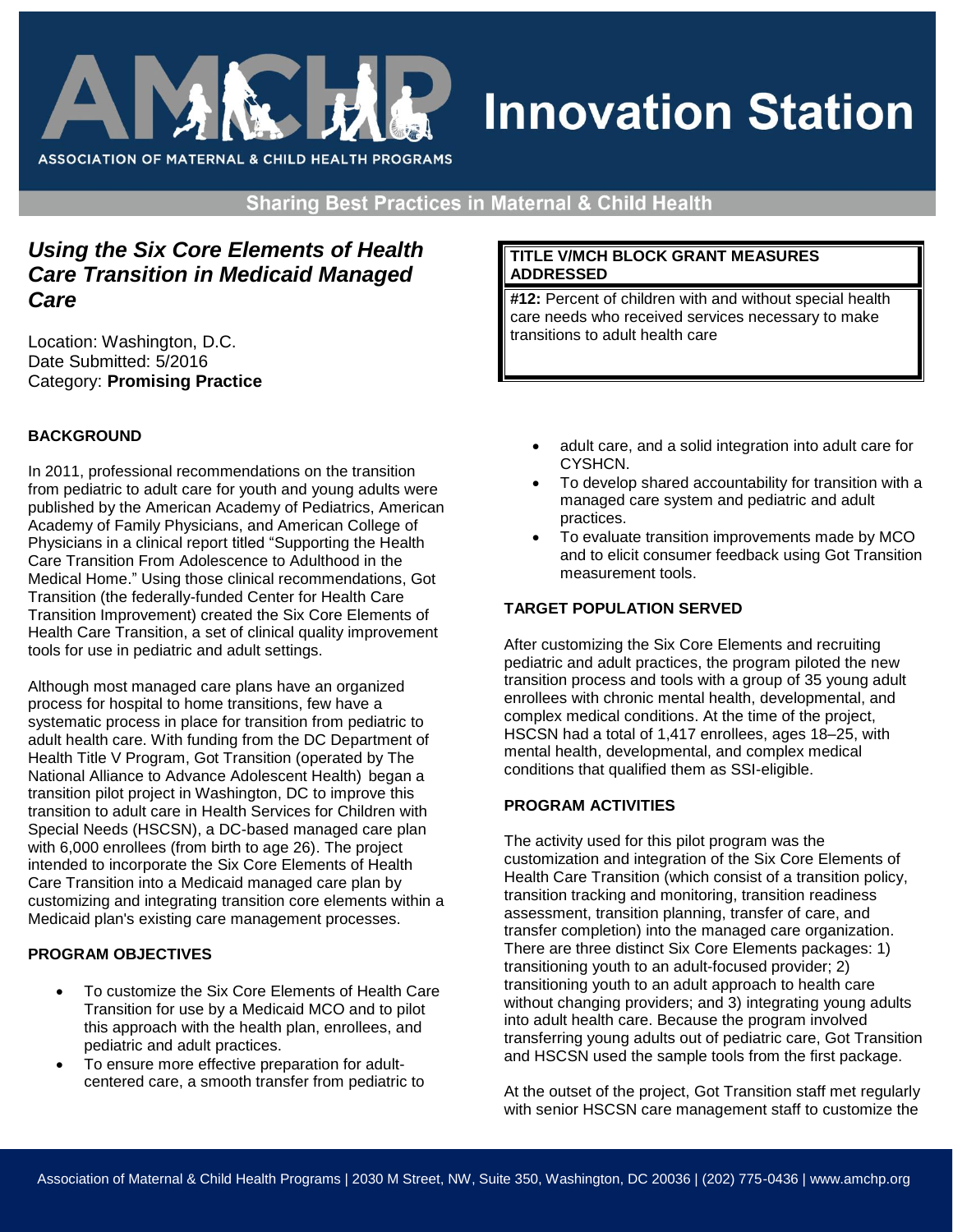# Innovation Station

ASSOCIATION OF MATERNAL & CHILD HEALTH PROGRAMS

**Sharing Best Practices in Maternal & Child Health**

## *Using the Six Core Elements of Health Care Transition in Medicaid Managed Care*

Location: Washington, D.C.
Date Submitted: 5/2016
Category: **Promising Practice**

| **TITLE V/MCH BLOCK GRANT MEASURES ADDRESSED** |
| --- |
| **#12:** Percent of children with and without special health care needs who received services necessary to make transitions to adult health care |

### BACKGROUND

In 2011, professional recommendations on the transition from pediatric to adult care for youth and young adults were published by the American Academy of Pediatrics, American Academy of Family Physicians, and American College of Physicians in a clinical report titled "Supporting the Health Care Transition From Adolescence to Adulthood in the Medical Home." Using those clinical recommendations, Got Transition (the federally-funded Center for Health Care Transition Improvement) created the Six Core Elements of Health Care Transition, a set of clinical quality improvement tools for use in pediatric and adult settings.

Although most managed care plans have an organized process for hospital to home transitions, few have a systematic process in place for transition from pediatric to adult health care. With funding from the DC Department of Health Title V Program, Got Transition (operated by The National Alliance to Advance Adolescent Health) began a transition pilot project in Washington, DC to improve this transition to adult care in Health Services for Children with Special Needs (HSCSN), a DC-based managed care plan with 6,000 enrollees (from birth to age 26). The project intended to incorporate the Six Core Elements of Health Care Transition into a Medicaid managed care plan by customizing and integrating transition core elements within a Medicaid plan's existing care management processes.

### PROGRAM OBJECTIVES

- To customize the Six Core Elements of Health Care Transition for use by a Medicaid MCO and to pilot this approach with the health plan, enrollees, and pediatric and adult practices.
- To ensure more effective preparation for adult-centered care, a smooth transfer from pediatric to adult care, and a solid integration into adult care for CYSHCN.
- To develop shared accountability for transition with a managed care system and pediatric and adult practices.
- To evaluate transition improvements made by MCO and to elicit consumer feedback using Got Transition measurement tools.

### TARGET POPULATION SERVED

After customizing the Six Core Elements and recruiting pediatric and adult practices, the program piloted the new transition process and tools with a group of 35 young adult enrollees with chronic mental health, developmental, and complex medical conditions. At the time of the project, HSCSN had a total of 1,417 enrollees, ages 18–25, with mental health, developmental, and complex medical conditions that qualified them as SSI-eligible.

### PROGRAM ACTIVITIES

The activity used for this pilot program was the customization and integration of the Six Core Elements of Health Care Transition (which consist of a transition policy, transition tracking and monitoring, transition readiness assessment, transition planning, transfer of care, and transfer completion) into the managed care organization. There are three distinct Six Core Elements packages: 1) transitioning youth to an adult-focused provider; 2) transitioning youth to an adult approach to health care without changing providers; and 3) integrating young adults into adult health care. Because the program involved transferring young adults out of pediatric care, Got Transition and HSCSN used the sample tools from the first package.

At the outset of the project, Got Transition staff met regularly with senior HSCSN care management staff to customize the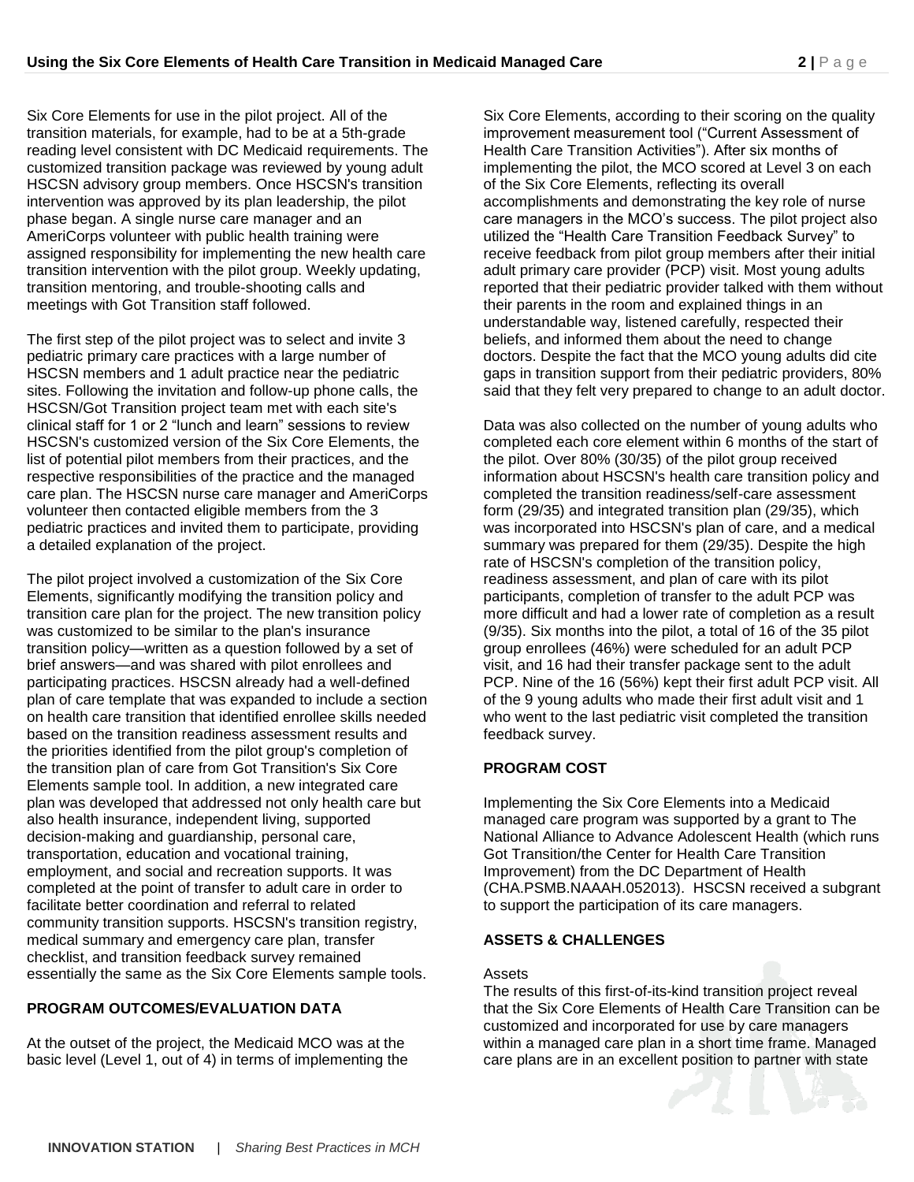Six Core Elements for use in the pilot project. All of the transition materials, for example, had to be at a 5th-grade reading level consistent with DC Medicaid requirements. The customized transition package was reviewed by young adult HSCSN advisory group members. Once HSCSN's transition intervention was approved by its plan leadership, the pilot phase began. A single nurse care manager and an AmeriCorps volunteer with public health training were assigned responsibility for implementing the new health care transition intervention with the pilot group. Weekly updating, transition mentoring, and trouble-shooting calls and meetings with Got Transition staff followed.

The first step of the pilot project was to select and invite 3 pediatric primary care practices with a large number of HSCSN members and 1 adult practice near the pediatric sites. Following the invitation and follow-up phone calls, the HSCSN/Got Transition project team met with each site's clinical staff for 1 or 2 "lunch and learn" sessions to review HSCSN's customized version of the Six Core Elements, the list of potential pilot members from their practices, and the respective responsibilities of the practice and the managed care plan. The HSCSN nurse care manager and AmeriCorps volunteer then contacted eligible members from the 3 pediatric practices and invited them to participate, providing a detailed explanation of the project.

The pilot project involved a customization of the Six Core Elements, significantly modifying the transition policy and transition care plan for the project. The new transition policy was customized to be similar to the plan's insurance transition policy—written as a question followed by a set of brief answers—and was shared with pilot enrollees and participating practices. HSCSN already had a well-defined plan of care template that was expanded to include a section on health care transition that identified enrollee skills needed based on the transition readiness assessment results and the priorities identified from the pilot group's completion of the transition plan of care from Got Transition's Six Core Elements sample tool. In addition, a new integrated care plan was developed that addressed not only health care but also health insurance, independent living, supported decision-making and guardianship, personal care, transportation, education and vocational training, employment, and social and recreation supports. It was completed at the point of transfer to adult care in order to facilitate better coordination and referral to related community transition supports. HSCSN's transition registry, medical summary and emergency care plan, transfer checklist, and transition feedback survey remained essentially the same as the Six Core Elements sample tools.

## PROGRAM OUTCOMES/EVALUATION DATA

At the outset of the project, the Medicaid MCO was at the basic level (Level 1, out of 4) in terms of implementing the Six Core Elements, according to their scoring on the quality improvement measurement tool ("Current Assessment of Health Care Transition Activities"). After six months of implementing the pilot, the MCO scored at Level 3 on each of the Six Core Elements, reflecting its overall accomplishments and demonstrating the key role of nurse care managers in the MCO's success. The pilot project also utilized the "Health Care Transition Feedback Survey" to receive feedback from pilot group members after their initial adult primary care provider (PCP) visit. Most young adults reported that their pediatric provider talked with them without their parents in the room and explained things in an understandable way, listened carefully, respected their beliefs, and informed them about the need to change doctors. Despite the fact that the MCO young adults did cite gaps in transition support from their pediatric providers, 80% said that they felt very prepared to change to an adult doctor.

Data was also collected on the number of young adults who completed each core element within 6 months of the start of the pilot. Over 80% (30/35) of the pilot group received information about HSCSN's health care transition policy and completed the transition readiness/self-care assessment form (29/35) and integrated transition plan (29/35), which was incorporated into HSCSN's plan of care, and a medical summary was prepared for them (29/35). Despite the high rate of HSCSN's completion of the transition policy, readiness assessment, and plan of care with its pilot participants, completion of transfer to the adult PCP was more difficult and had a lower rate of completion as a result (9/35). Six months into the pilot, a total of 16 of the 35 pilot group enrollees (46%) were scheduled for an adult PCP visit, and 16 had their transfer package sent to the adult PCP. Nine of the 16 (56%) kept their first adult PCP visit. All of the 9 young adults who made their first adult visit and 1 who went to the last pediatric visit completed the transition feedback survey.

## PROGRAM COST

Implementing the Six Core Elements into a Medicaid managed care program was supported by a grant to The National Alliance to Advance Adolescent Health (which runs Got Transition/the Center for Health Care Transition Improvement) from the DC Department of Health (CHA.PSMB.NAAAH.052013). HSCSN received a subgrant to support the participation of its care managers.

## ASSETS & CHALLENGES

Assets

The results of this first-of-its-kind transition project reveal that the Six Core Elements of Health Care Transition can be customized and incorporated for use by care managers within a managed care plan in a short time frame. Managed care plans are in an excellent position to partner with state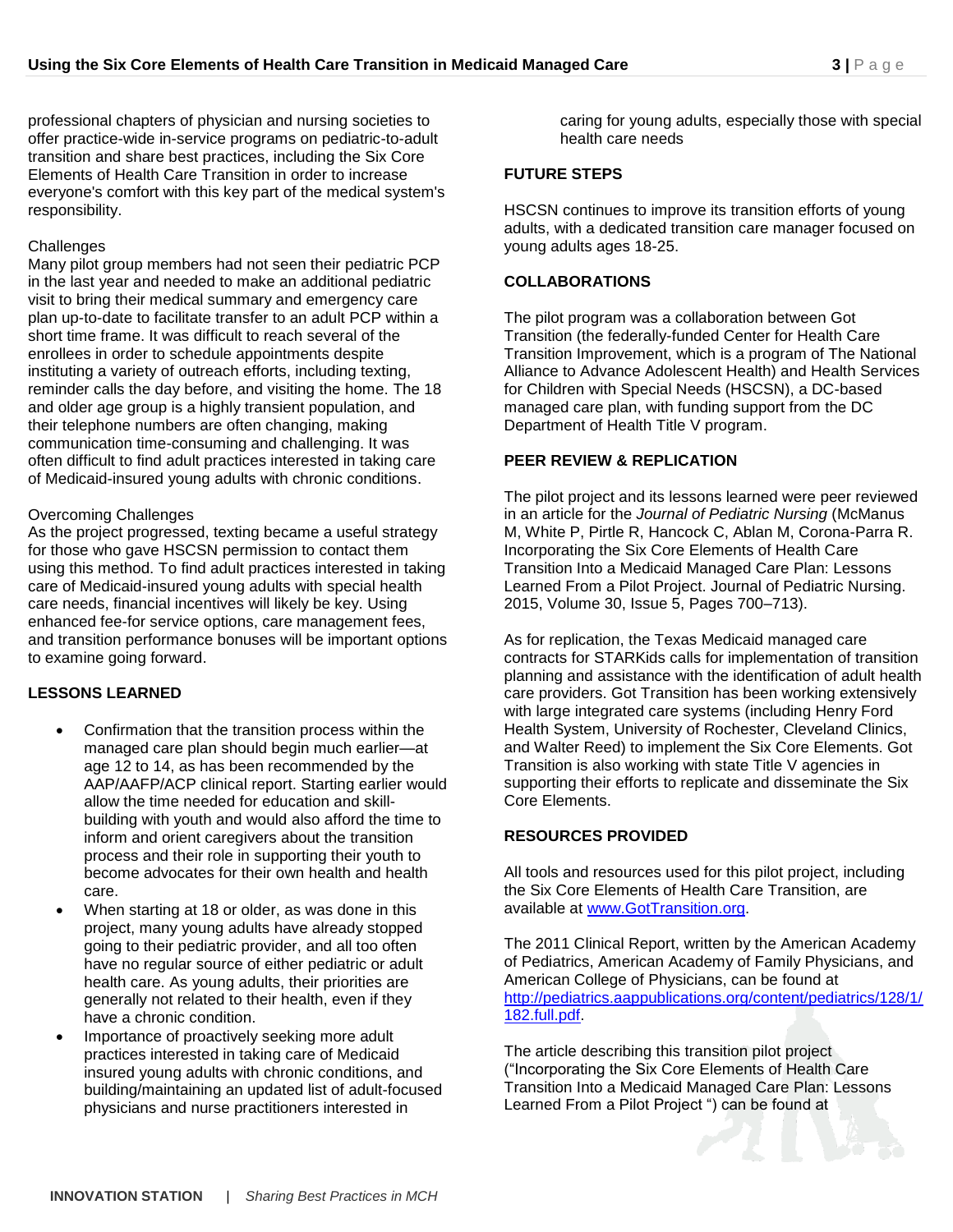professional chapters of physician and nursing societies to offer practice-wide in-service programs on pediatric-to-adult transition and share best practices, including the Six Core Elements of Health Care Transition in order to increase everyone's comfort with this key part of the medical system's responsibility.

Challenges

Many pilot group members had not seen their pediatric PCP in the last year and needed to make an additional pediatric visit to bring their medical summary and emergency care plan up-to-date to facilitate transfer to an adult PCP within a short time frame. It was difficult to reach several of the enrollees in order to schedule appointments despite instituting a variety of outreach efforts, including texting, reminder calls the day before, and visiting the home. The 18 and older age group is a highly transient population, and their telephone numbers are often changing, making communication time-consuming and challenging. It was often difficult to find adult practices interested in taking care of Medicaid-insured young adults with chronic conditions.

Overcoming Challenges

As the project progressed, texting became a useful strategy for those who gave HSCSN permission to contact them using this method. To find adult practices interested in taking care of Medicaid-insured young adults with special health care needs, financial incentives will likely be key. Using enhanced fee-for service options, care management fees, and transition performance bonuses will be important options to examine going forward.

## LESSONS LEARNED

- Confirmation that the transition process within the managed care plan should begin much earlier—at age 12 to 14, as has been recommended by the AAP/AAFP/ACP clinical report. Starting earlier would allow the time needed for education and skill-building with youth and would also afford the time to inform and orient caregivers about the transition process and their role in supporting their youth to become advocates for their own health and health care.
- When starting at 18 or older, as was done in this project, many young adults have already stopped going to their pediatric provider, and all too often have no regular source of either pediatric or adult health care. As young adults, their priorities are generally not related to their health, even if they have a chronic condition.
- Importance of proactively seeking more adult practices interested in taking care of Medicaid insured young adults with chronic conditions, and building/maintaining an updated list of adult-focused physicians and nurse practitioners interested in caring for young adults, especially those with special health care needs

## FUTURE STEPS

HSCSN continues to improve its transition efforts of young adults, with a dedicated transition care manager focused on young adults ages 18-25.

## COLLABORATIONS

The pilot program was a collaboration between Got Transition (the federally-funded Center for Health Care Transition Improvement, which is a program of The National Alliance to Advance Adolescent Health) and Health Services for Children with Special Needs (HSCSN), a DC-based managed care plan, with funding support from the DC Department of Health Title V program.

## PEER REVIEW & REPLICATION

The pilot project and its lessons learned were peer reviewed in an article for the *Journal of Pediatric Nursing* (McManus M, White P, Pirtle R, Hancock C, Ablan M, Corona-Parra R. Incorporating the Six Core Elements of Health Care Transition Into a Medicaid Managed Care Plan: Lessons Learned From a Pilot Project. Journal of Pediatric Nursing. 2015, Volume 30, Issue 5, Pages 700–713).

As for replication, the Texas Medicaid managed care contracts for STARKids calls for implementation of transition planning and assistance with the identification of adult health care providers. Got Transition has been working extensively with large integrated care systems (including Henry Ford Health System, University of Rochester, Cleveland Clinics, and Walter Reed) to implement the Six Core Elements. Got Transition is also working with state Title V agencies in supporting their efforts to replicate and disseminate the Six Core Elements.

## RESOURCES PROVIDED

All tools and resources used for this pilot project, including the Six Core Elements of Health Care Transition, are available at www.GotTransition.org.

The 2011 Clinical Report, written by the American Academy of Pediatrics, American Academy of Family Physicians, and American College of Physicians, can be found at http://pediatrics.aappublications.org/content/pediatrics/128/1/182.full.pdf.

The article describing this transition pilot project ("Incorporating the Six Core Elements of Health Care Transition Into a Medicaid Managed Care Plan: Lessons Learned From a Pilot Project ") can be found at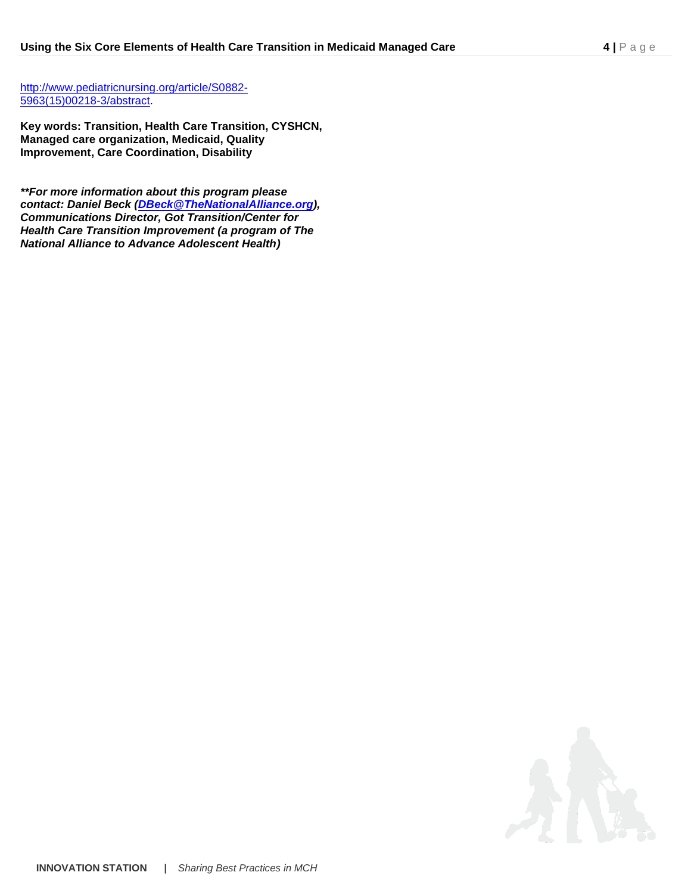http://www.pediatricnursing.org/article/S0882-5963(15)00218-3/abstract.

**Key words: Transition, Health Care Transition, CYSHCN, Managed care organization, Medicaid, Quality Improvement, Care Coordination, Disability**

***\*\*For more information about this program please contact: Daniel Beck (DBeck@TheNationalAlliance.org), Communications Director, Got Transition/Center for Health Care Transition Improvement (a program of The National Alliance to Advance Adolescent Health)***